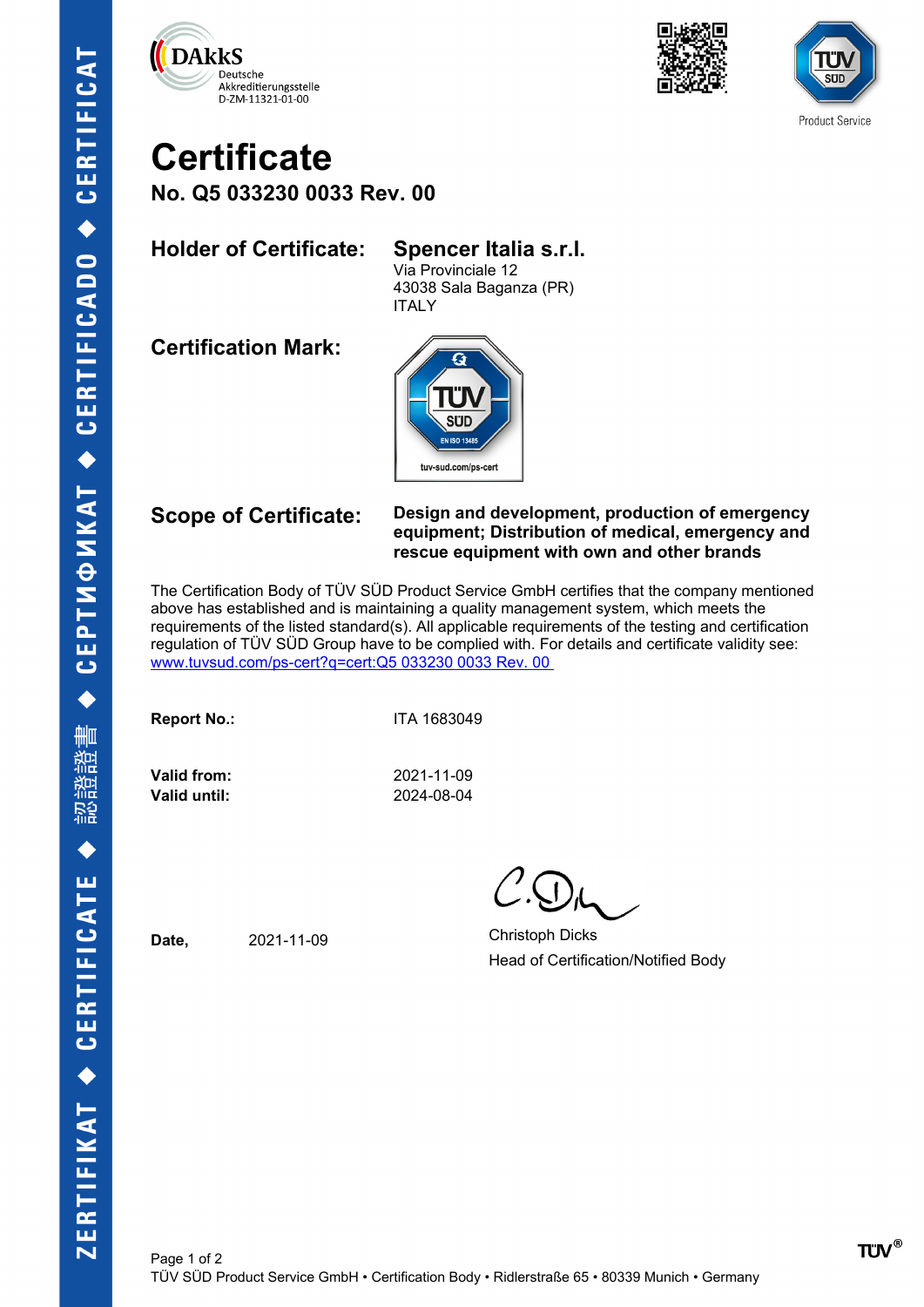DAkkS
Deutsche
Akkreditierungsstelle
D-ZM-11321-01-00

TÜV SÜD Product Service

# Certificate

## No. Q5 033230 0033 Rev. 00

**Holder of Certificate:** **Spencer Italia s.r.l.**
Via Provinciale 12
43038 Sala Baganza (PR)
ITALY

**Certification Mark:**

TÜV SÜD EN ISO 13485
tuv-sud.com/ps-cert

**Scope of Certificate:** **Design and development, production of emergency equipment; Distribution of medical, emergency and rescue equipment with own and other brands**

The Certification Body of TÜV SÜD Product Service GmbH certifies that the company mentioned above has established and is maintaining a quality management system, which meets the requirements of the listed standard(s). All applicable requirements of the testing and certification regulation of TÜV SÜD Group have to be complied with. For details and certificate validity see: www.tuvsud.com/ps-cert?q=cert:Q5 033230 0033 Rev. 00

**Report No.:** ITA 1683049

**Valid from:** 2021-11-09
**Valid until:** 2024-08-04

**Date,** 2021-11-09

Christoph Dicks
Head of Certification/Notified Body

TÜV SÜD Product Service GmbH • Certification Body • Ridlerstraße 65 • 80339 Munich • Germany

ZERTIFIKAT ◆ CERTIFICATE ◆ 認證證書 ◆ СЕРТИФИКАТ ◆ CERTIFICADO ◆ CERTIFICAT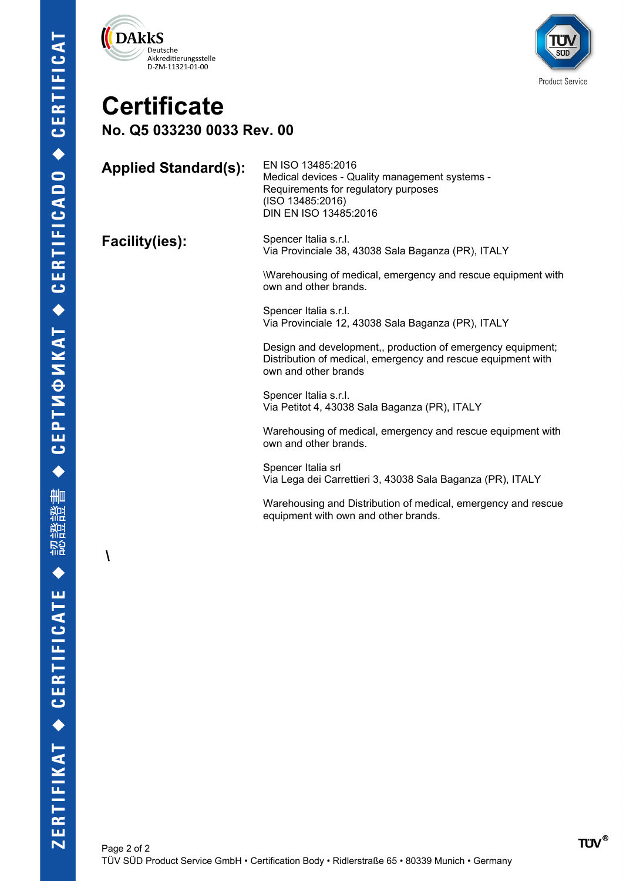DAkkS
Deutsche
Akkreditierungsstelle
D-ZM-11321-01-00

TÜV SÜD
Product Service

# Certificate

## No. Q5 033230 0033 Rev. 00

**Applied Standard(s):**

EN ISO 13485:2016
Medical devices - Quality management systems -
Requirements for regulatory purposes
(ISO 13485:2016)
DIN EN ISO 13485:2016

**Facility(ies):**

Spencer Italia s.r.l.
Via Provinciale 38, 43038 Sala Baganza (PR), ITALY

\Warehousing of medical, emergency and rescue equipment with own and other brands.

Spencer Italia s.r.l.
Via Provinciale 12, 43038 Sala Baganza (PR), ITALY

Design and development,, production of emergency equipment;
Distribution of medical, emergency and rescue equipment with own and other brands

Spencer Italia s.r.l.
Via Petitot 4, 43038 Sala Baganza (PR), ITALY

Warehousing of medical, emergency and rescue equipment with own and other brands.

Spencer Italia srl
Via Lega dei Carrettieri 3, 43038 Sala Baganza (PR), ITALY

Warehousing and Distribution of medical, emergency and rescue equipment with own and other brands.

\

TÜV SÜD Product Service GmbH • Certification Body • Ridlerstraße 65 • 80339 Munich • Germany